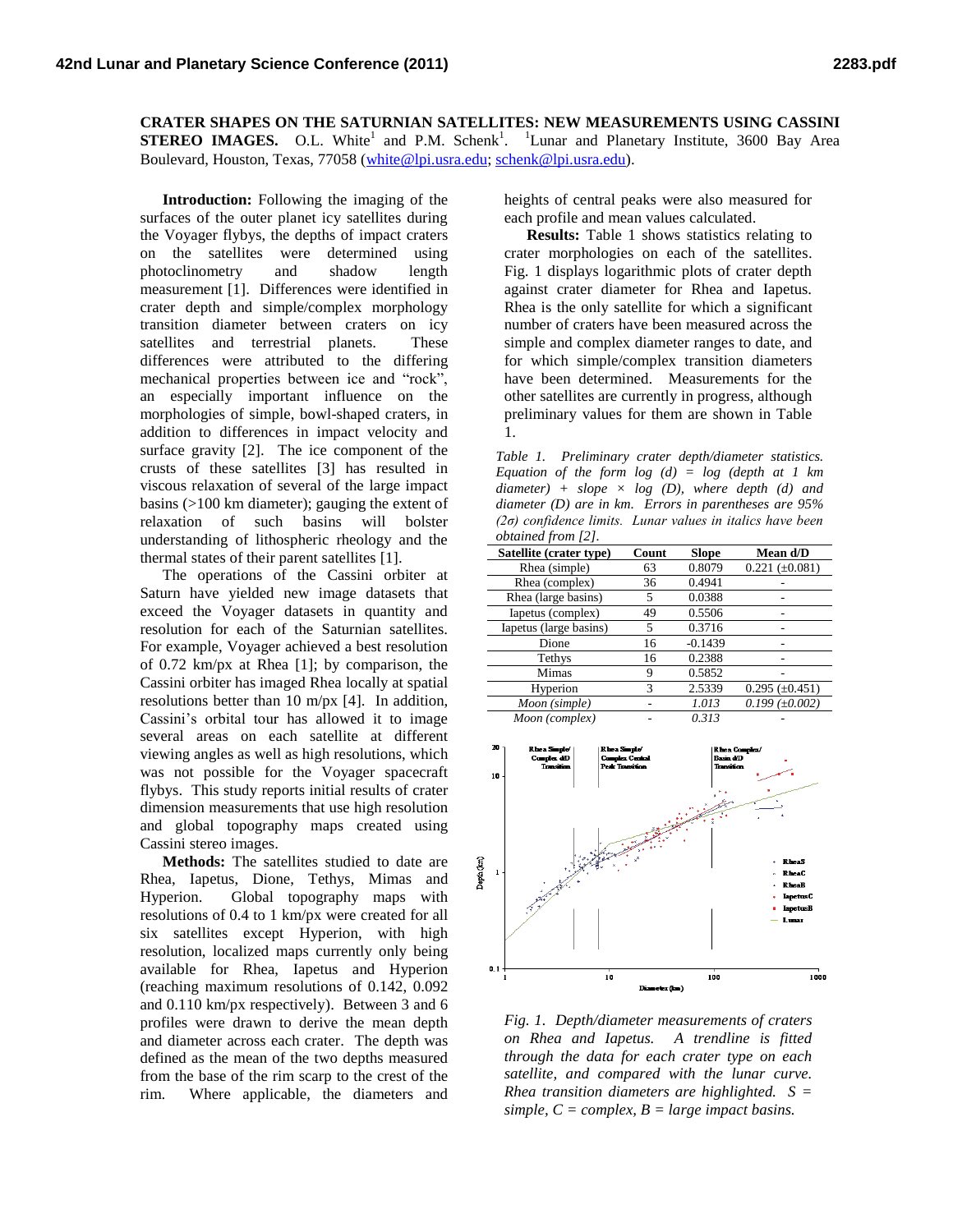**CRATER SHAPES ON THE SATURNIAN SATELLITES: NEW MEASUREMENTS USING CASSINI STEREO IMAGES.** O.L. White[1] and P.M. Schenk[1]. [1]Lunar and Planetary Institute, 3600 Bay Area Boulevard, Houston, Texas, 77058 (white@lpi.usra.edu; schenk@lpi.usra.edu).

**Introduction:** Following the imaging of the surfaces of the outer planet icy satellites during the Voyager flybys, the depths of impact craters on the satellites were determined using photoclinometry and shadow length measurement [1]. Differences were identified in crater depth and simple/complex morphology transition diameter between craters on icy satellites and terrestrial planets. These differences were attributed to the differing mechanical properties between ice and "rock", an especially important influence on the morphologies of simple, bowl-shaped craters, in addition to differences in impact velocity and surface gravity [2]. The ice component of the crusts of these satellites [3] has resulted in viscous relaxation of several of the large impact basins (>100 km diameter); gauging the extent of relaxation of such basins will bolster understanding of lithospheric rheology and the thermal states of their parent satellites [1].

The operations of the Cassini orbiter at Saturn have yielded new image datasets that exceed the Voyager datasets in quantity and resolution for each of the Saturnian satellites. For example, Voyager achieved a best resolution of 0.72 km/px at Rhea [1]; by comparison, the Cassini orbiter has imaged Rhea locally at spatial resolutions better than 10 m/px [4]. In addition, Cassini's orbital tour has allowed it to image several areas on each satellite at different viewing angles as well as high resolutions, which was not possible for the Voyager spacecraft flybys. This study reports initial results of crater dimension measurements that use high resolution and global topography maps created using Cassini stereo images.

**Methods:** The satellites studied to date are Rhea, Iapetus, Dione, Tethys, Mimas and Hyperion. Global topography maps with resolutions of 0.4 to 1 km/px were created for all six satellites except Hyperion, with high resolution, localized maps currently only being available for Rhea, Iapetus and Hyperion (reaching maximum resolutions of 0.142, 0.092 and 0.110 km/px respectively). Between 3 and 6 profiles were drawn to derive the mean depth and diameter across each crater. The depth was defined as the mean of the two depths measured from the base of the rim scarp to the crest of the rim. Where applicable, the diameters and heights of central peaks were also measured for each profile and mean values calculated.

**Results:** Table 1 shows statistics relating to crater morphologies on each of the satellites. Fig. 1 displays logarithmic plots of crater depth against crater diameter for Rhea and Iapetus. Rhea is the only satellite for which a significant number of craters have been measured across the simple and complex diameter ranges to date, and for which simple/complex transition diameters have been determined. Measurements for the other satellites are currently in progress, although preliminary values for them are shown in Table 1.

*Table 1. Preliminary crater depth/diameter statistics. Equation of the form log (d) = log (depth at 1 km diameter) + slope × log (D), where depth (d) and diameter (D) are in km. Errors in parentheses are 95% (2σ) confidence limits. Lunar values in italics have been obtained from [2].*

| Satellite (crater type) | Count | Slope | Mean d/D |
|---|---|---|---|
| Rhea (simple) | 63 | 0.8079 | 0.221 (±0.081) |
| Rhea (complex) | 36 | 0.4941 | - |
| Rhea (large basins) | 5 | 0.0388 | - |
| Iapetus (complex) | 49 | 0.5506 | - |
| Iapetus (large basins) | 5 | 0.3716 | - |
| Dione | 16 | -0.1439 | - |
| Tethys | 16 | 0.2388 | - |
| Mimas | 9 | 0.5852 | - |
| Hyperion | 3 | 2.5339 | 0.295 (±0.451) |
| *Moon (simple)* | - | *1.013* | *0.199 (±0.002)* |
| *Moon (complex)* | - | *0.313* | - |

*Fig. 1. Depth/diameter measurements of craters on Rhea and Iapetus. A trendline is fitted through the data for each crater type on each satellite, and compared with the lunar curve. Rhea transition diameters are highlighted. S = simple, C = complex, B = large impact basins.*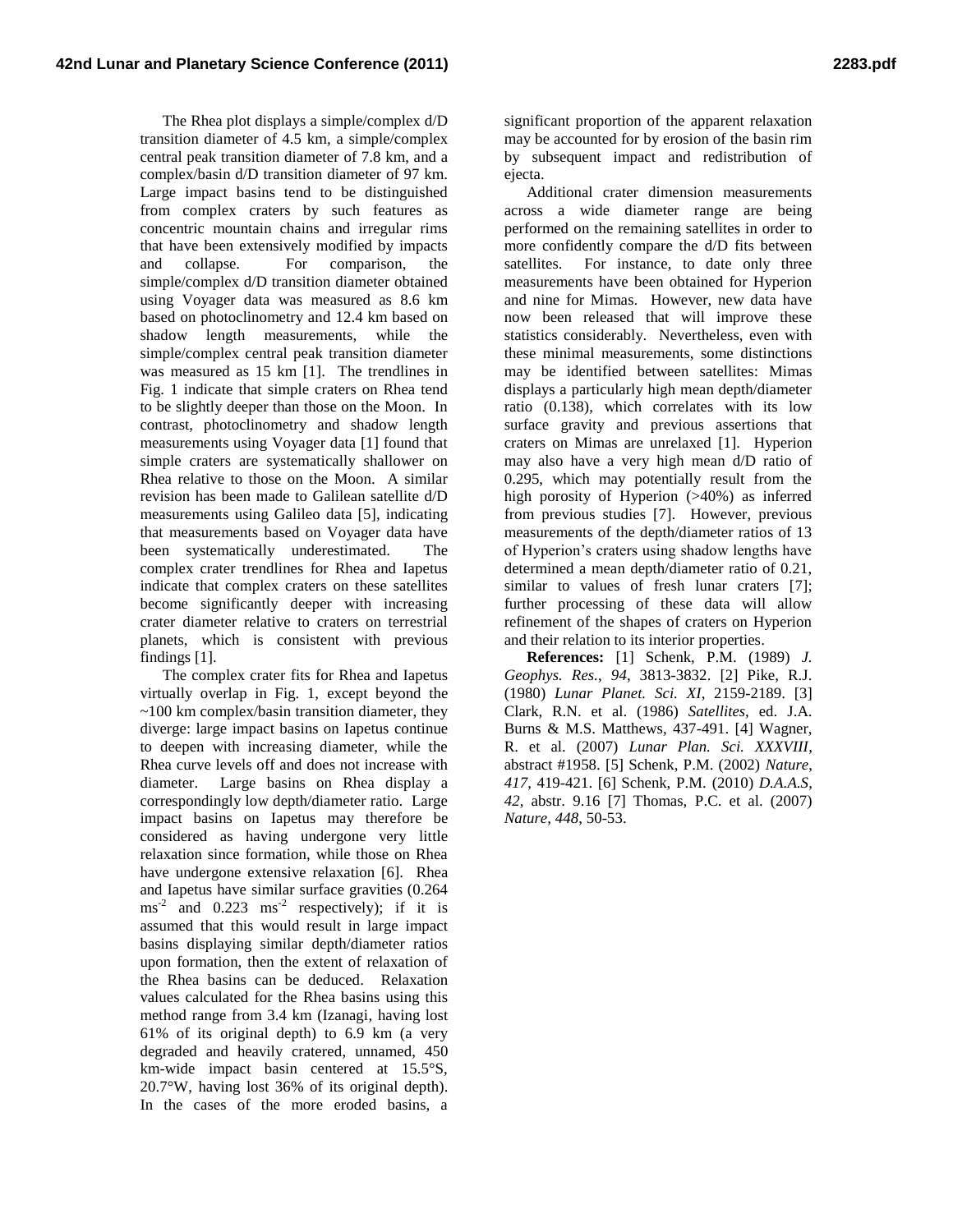The Rhea plot displays a simple/complex d/D transition diameter of 4.5 km, a simple/complex central peak transition diameter of 7.8 km, and a complex/basin d/D transition diameter of 97 km. Large impact basins tend to be distinguished from complex craters by such features as concentric mountain chains and irregular rims that have been extensively modified by impacts and collapse. For comparison, the simple/complex d/D transition diameter obtained using Voyager data was measured as 8.6 km based on photoclinometry and 12.4 km based on shadow length measurements, while the simple/complex central peak transition diameter was measured as 15 km [1]. The trendlines in Fig. 1 indicate that simple craters on Rhea tend to be slightly deeper than those on the Moon. In contrast, photoclinometry and shadow length measurements using Voyager data [1] found that simple craters are systematically shallower on Rhea relative to those on the Moon. A similar revision has been made to Galilean satellite d/D measurements using Galileo data [5], indicating that measurements based on Voyager data have been systematically underestimated. The complex crater trendlines for Rhea and Iapetus indicate that complex craters on these satellites become significantly deeper with increasing crater diameter relative to craters on terrestrial planets, which is consistent with previous findings [1].

The complex crater fits for Rhea and Iapetus virtually overlap in Fig. 1, except beyond the ~100 km complex/basin transition diameter, they diverge: large impact basins on Iapetus continue to deepen with increasing diameter, while the Rhea curve levels off and does not increase with diameter. Large basins on Rhea display a correspondingly low depth/diameter ratio. Large impact basins on Iapetus may therefore be considered as having undergone very little relaxation since formation, while those on Rhea have undergone extensive relaxation [6]. Rhea and Iapetus have similar surface gravities (0.264 $ms^{-2}$ and 0.223 $ms^{-2}$ respectively); if it is assumed that this would result in large impact basins displaying similar depth/diameter ratios upon formation, then the extent of relaxation of the Rhea basins can be deduced. Relaxation values calculated for the Rhea basins using this method range from 3.4 km (Izanagi, having lost 61% of its original depth) to 6.9 km (a very degraded and heavily cratered, unnamed, 450 km-wide impact basin centered at 15.5°S, 20.7°W, having lost 36% of its original depth). In the cases of the more eroded basins, a significant proportion of the apparent relaxation may be accounted for by erosion of the basin rim by subsequent impact and redistribution of ejecta.

Additional crater dimension measurements across a wide diameter range are being performed on the remaining satellites in order to more confidently compare the d/D fits between satellites. For instance, to date only three measurements have been obtained for Hyperion and nine for Mimas. However, new data have now been released that will improve these statistics considerably. Nevertheless, even with these minimal measurements, some distinctions may be identified between satellites: Mimas displays a particularly high mean depth/diameter ratio (0.138), which correlates with its low surface gravity and previous assertions that craters on Mimas are unrelaxed [1]. Hyperion may also have a very high mean d/D ratio of 0.295, which may potentially result from the high porosity of Hyperion (>40%) as inferred from previous studies [7]. However, previous measurements of the depth/diameter ratios of 13 of Hyperion's craters using shadow lengths have determined a mean depth/diameter ratio of 0.21, similar to values of fresh lunar craters [7]; further processing of these data will allow refinement of the shapes of craters on Hyperion and their relation to its interior properties.

**References:** [1] Schenk, P.M. (1989) *J. Geophys. Res.*, *94*, 3813-3832. [2] Pike, R.J. (1980) *Lunar Planet. Sci. XI*, 2159-2189. [3] Clark, R.N. et al. (1986) *Satellites*, ed. J.A. Burns & M.S. Matthews, 437-491. [4] Wagner, R. et al. (2007) *Lunar Plan. Sci. XXXVIII*, abstract #1958. [5] Schenk, P.M. (2002) *Nature*, *417*, 419-421. [6] Schenk, P.M. (2010) *D.A.A.S*, *42*, abstr. 9.16 [7] Thomas, P.C. et al. (2007) *Nature*, *448*, 50-53.